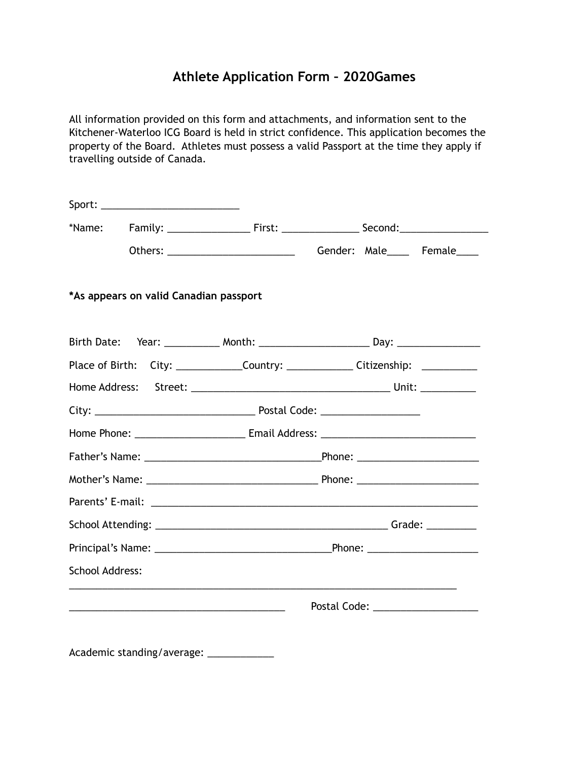# Athlete Application Form – 2020Games

All information provided on this form and attachments, and information sent to the Kitchener-Waterloo ICG Board is held in strict confidence. This application becomes the property of the Board. Athletes must possess a valid Passport at the time they apply if travelling outside of Canada.

Sport: _________________________

*Name: Family: _______________ First: ______________ Second:________________

Others: _______________________ Gender: Male____ Female____

**\*As appears on valid Canadian passport**

Birth Date: Year: __________ Month: ____________________ Day: _______________

Place of Birth: City: ____________Country: ____________ Citizenship: __________

Home Address: Street: _____________________________________ Unit: __________

City: _____________________________ Postal Code: __________________

Home Phone: ___________________ Email Address: ____________________________

Father's Name: ________________________________Phone: ______________________

Mother's Name: ______________________________ Phone: ______________________

Parents' E-mail: ____________________________________________________________

School Attending: __________________________________________ Grade: _________

Principal's Name: ________________________________Phone: ____________________

School Address:

______________________________________________________________________

_______________________________________ Postal Code: ___________________

Academic standing/average: ____________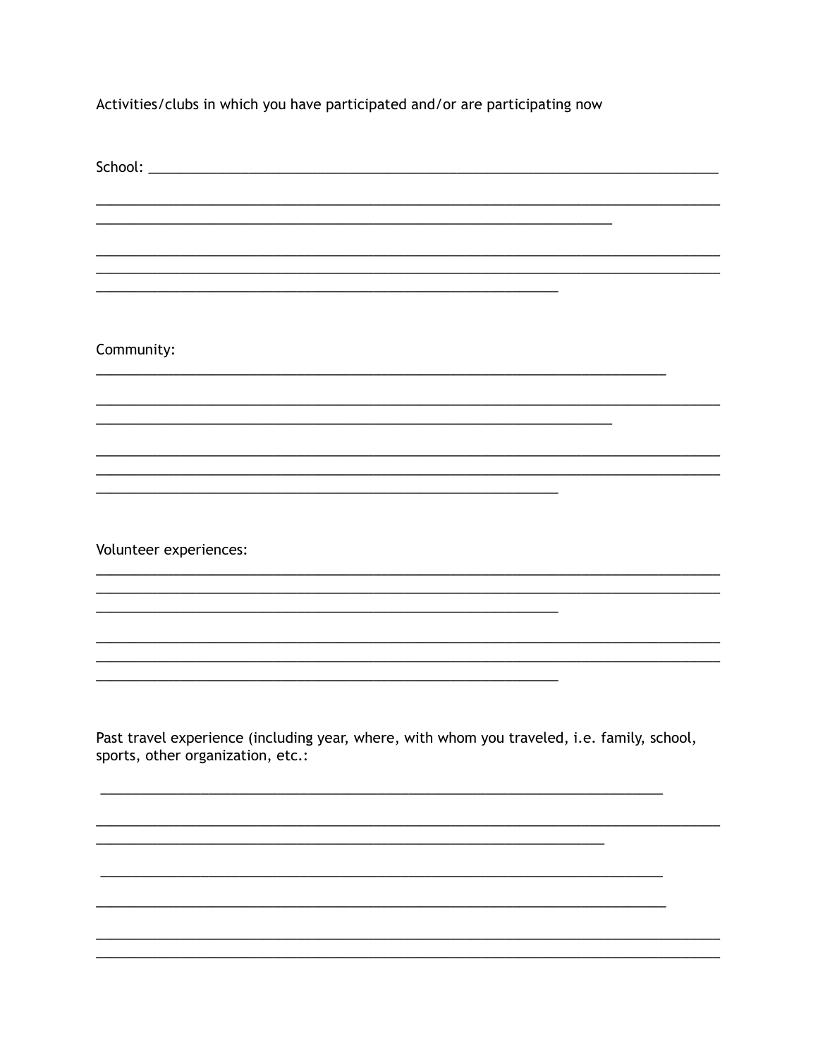Activities/clubs in which you have participated and/or are participating now

School: ______________________________________________________________________________

______________________________________________________________________________

______________________________________________________________________________

______________________________________________________________________________

______________________________________________________________________________

______________________________________________________________________________

Community:

______________________________________________________________________________

______________________________________________________________________________

______________________________________________________________________________

______________________________________________________________________________

______________________________________________________________________________

______________________________________________________________________________

Volunteer experiences:

______________________________________________________________________________

______________________________________________________________________________

______________________________________________________________________________

______________________________________________________________________________

______________________________________________________________________________

______________________________________________________________________________

Past travel experience (including year, where, with whom you traveled, i.e. family, school, sports, other organization, etc.:

______________________________________________________________________________

______________________________________________________________________________

______________________________________________________________________________

______________________________________________________________________________

______________________________________________________________________________

______________________________________________________________________________

______________________________________________________________________________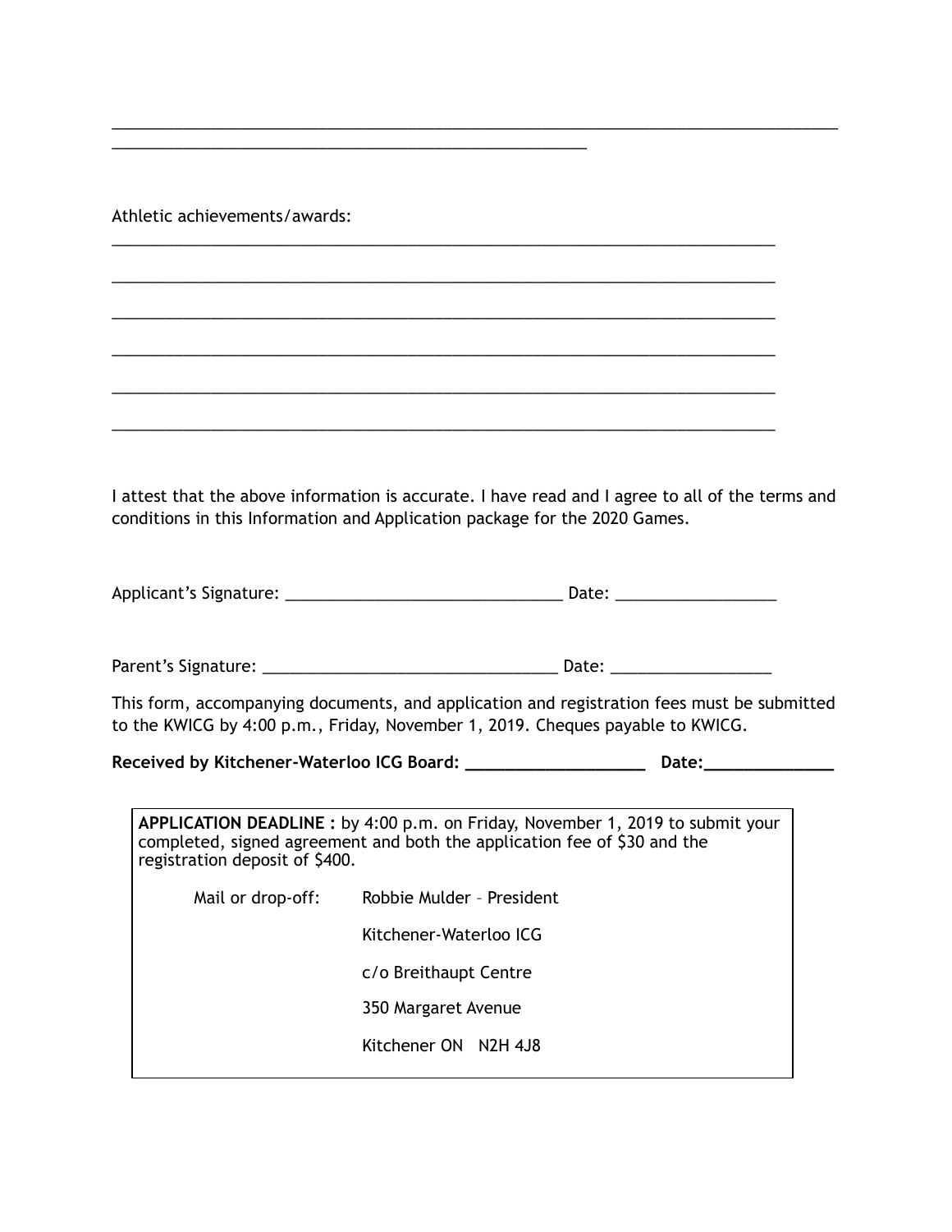\_\_\_\_\_\_\_\_\_\_\_\_\_\_\_\_\_\_\_\_\_\_\_\_\_\_\_\_\_\_\_\_\_\_\_\_\_\_\_\_\_\_\_\_\_\_\_\_\_\_\_\_\_\_\_\_\_\_\_\_\_\_\_\_\_\_\_\_\_\_\_\_\_\_
\_\_\_\_\_\_\_\_\_\_\_\_\_\_\_\_\_\_\_\_\_\_\_\_\_\_\_\_\_\_\_\_\_\_\_\_\_\_\_\_\_\_\_\_\_\_\_\_

Athletic achievements/awards:

\_\_\_\_\_\_\_\_\_\_\_\_\_\_\_\_\_\_\_\_\_\_\_\_\_\_\_\_\_\_\_\_\_\_\_\_\_\_\_\_\_\_\_\_\_\_\_\_\_\_\_\_\_\_\_\_\_\_\_\_\_\_\_\_

\_\_\_\_\_\_\_\_\_\_\_\_\_\_\_\_\_\_\_\_\_\_\_\_\_\_\_\_\_\_\_\_\_\_\_\_\_\_\_\_\_\_\_\_\_\_\_\_\_\_\_\_\_\_\_\_\_\_\_\_\_\_\_\_

\_\_\_\_\_\_\_\_\_\_\_\_\_\_\_\_\_\_\_\_\_\_\_\_\_\_\_\_\_\_\_\_\_\_\_\_\_\_\_\_\_\_\_\_\_\_\_\_\_\_\_\_\_\_\_\_\_\_\_\_\_\_\_\_

\_\_\_\_\_\_\_\_\_\_\_\_\_\_\_\_\_\_\_\_\_\_\_\_\_\_\_\_\_\_\_\_\_\_\_\_\_\_\_\_\_\_\_\_\_\_\_\_\_\_\_\_\_\_\_\_\_\_\_\_\_\_\_\_

\_\_\_\_\_\_\_\_\_\_\_\_\_\_\_\_\_\_\_\_\_\_\_\_\_\_\_\_\_\_\_\_\_\_\_\_\_\_\_\_\_\_\_\_\_\_\_\_\_\_\_\_\_\_\_\_\_\_\_\_\_\_\_\_

\_\_\_\_\_\_\_\_\_\_\_\_\_\_\_\_\_\_\_\_\_\_\_\_\_\_\_\_\_\_\_\_\_\_\_\_\_\_\_\_\_\_\_\_\_\_\_\_\_\_\_\_\_\_\_\_\_\_\_\_\_\_\_\_

I attest that the above information is accurate. I have read and I agree to all of the terms and conditions in this Information and Application package for the 2020 Games.

Applicant's Signature: \_\_\_\_\_\_\_\_\_\_\_\_\_\_\_\_\_\_\_\_\_\_\_\_\_\_\_\_\_\_ Date: \_\_\_\_\_\_\_\_\_\_\_\_\_\_\_\_

Parent's Signature: \_\_\_\_\_\_\_\_\_\_\_\_\_\_\_\_\_\_\_\_\_\_\_\_\_\_\_\_\_\_ Date: \_\_\_\_\_\_\_\_\_\_\_\_\_\_\_\_

This form, accompanying documents, and application and registration fees must be submitted to the KWICG by 4:00 p.m., Friday, November 1, 2019. Cheques payable to KWICG.

**Received by Kitchener-Waterloo ICG Board: \_\_\_\_\_\_\_\_\_\_\_\_\_\_\_\_\_\_ Date:\_\_\_\_\_\_\_\_\_\_\_\_**

**APPLICATION DEADLINE :** by 4:00 p.m. on Friday, November 1, 2019 to submit your completed, signed agreement and both the application fee of $30 and the registration deposit of $400.

Mail or drop-off:

Robbie Mulder – President
Kitchener-Waterloo ICG
c/o Breithaupt Centre
350 Margaret Avenue
Kitchener ON N2H 4J8